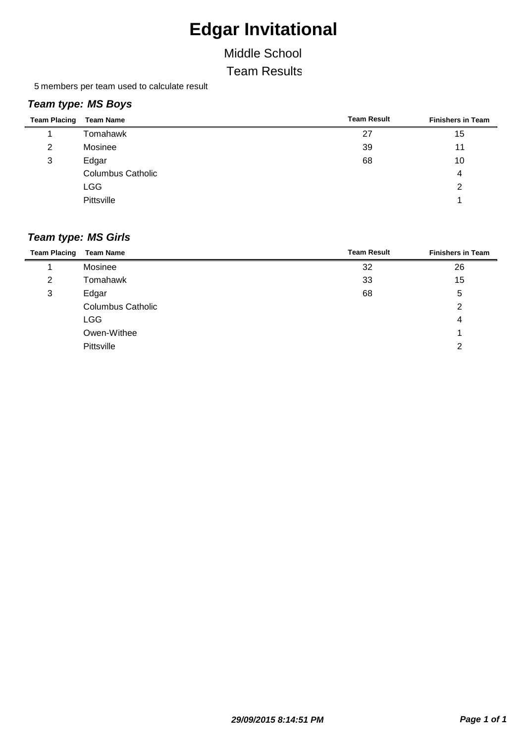# Edgar Invitational

Middle School

Team Results

5 members per team used to calculate result

### *Team type: MS Boys*

| Team Placing | Team Name | Team Result | Finishers in Team |
|---|---|---|---|
| 1 | Tomahawk | 27 | 15 |
| 2 | Mosinee | 39 | 11 |
| 3 | Edgar | 68 | 10 |
| | Columbus Catholic | | 4 |
| | LGG | | 2 |
| | Pittsville | | 1 |

### *Team type: MS Girls*

| Team Placing | Team Name | Team Result | Finishers in Team |
|---|---|---|---|
| 1 | Mosinee | 32 | 26 |
| 2 | Tomahawk | 33 | 15 |
| 3 | Edgar | 68 | 5 |
| | Columbus Catholic | | 2 |
| | LGG | | 4 |
| | Owen-Withee | | 1 |
| | Pittsville | | 2 |

***29/09/2015 8:14:51 PM***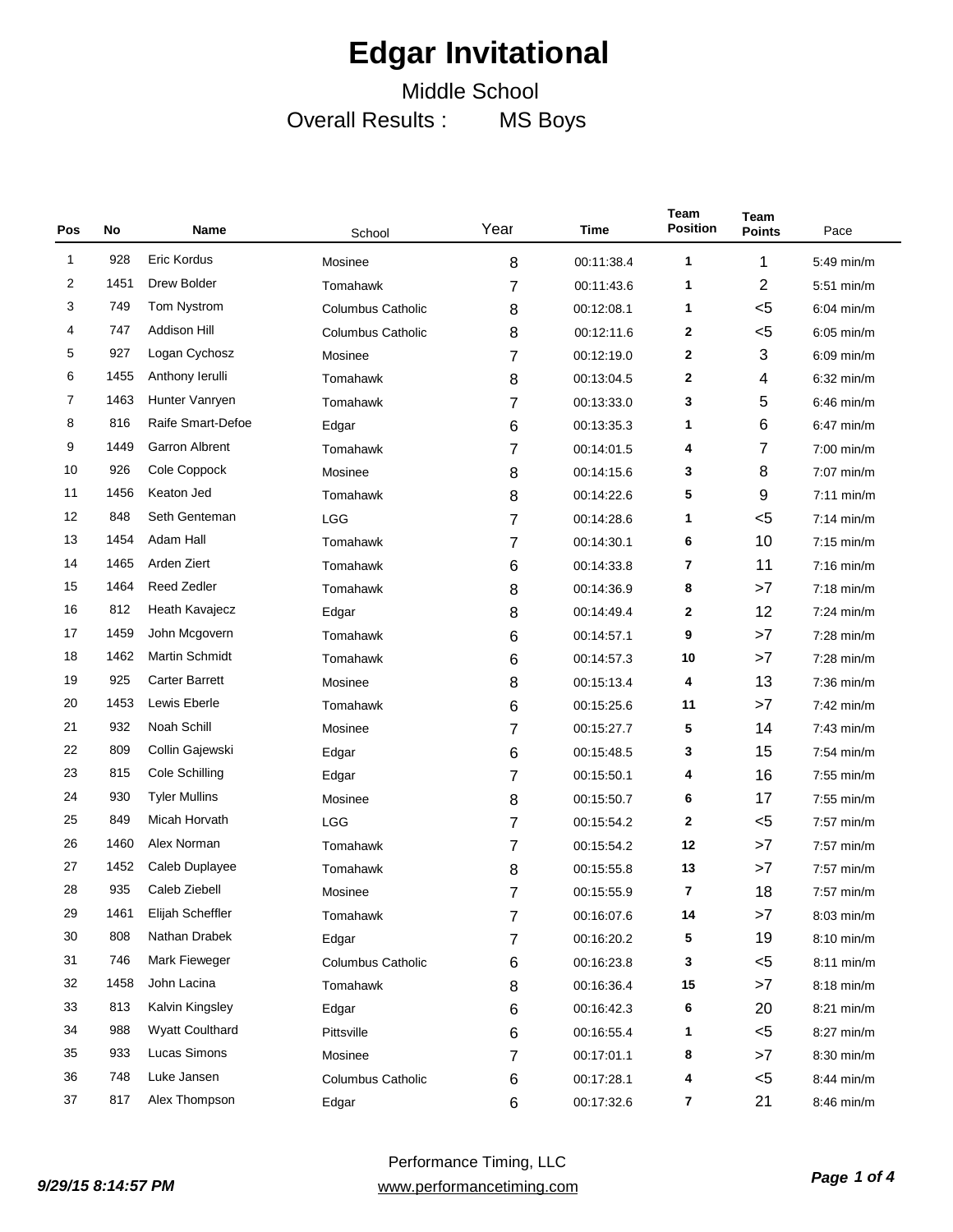# Edgar Invitational

Middle School

Overall Results : MS Boys

| Pos | No | Name | School | Year | Time | Team Position | Team Points | Pace |
|---|---|---|---|---|---|---|---|---|
| 1 | 928 | Eric Kordus | Mosinee | 8 | 00:11:38.4 | 1 | 1 | 5:49 min/m |
| 2 | 1451 | Drew Bolder | Tomahawk | 7 | 00:11:43.6 | 1 | 2 | 5:51 min/m |
| 3 | 749 | Tom Nystrom | Columbus Catholic | 8 | 00:12:08.1 | 1 | <5 | 6:04 min/m |
| 4 | 747 | Addison Hill | Columbus Catholic | 8 | 00:12:11.6 | 2 | <5 | 6:05 min/m |
| 5 | 927 | Logan Cychosz | Mosinee | 7 | 00:12:19.0 | 2 | 3 | 6:09 min/m |
| 6 | 1455 | Anthony Ierulli | Tomahawk | 8 | 00:13:04.5 | 2 | 4 | 6:32 min/m |
| 7 | 1463 | Hunter Vanryen | Tomahawk | 7 | 00:13:33.0 | 3 | 5 | 6:46 min/m |
| 8 | 816 | Raife Smart-Defoe | Edgar | 6 | 00:13:35.3 | 1 | 6 | 6:47 min/m |
| 9 | 1449 | Garron Albrent | Tomahawk | 7 | 00:14:01.5 | 4 | 7 | 7:00 min/m |
| 10 | 926 | Cole Coppock | Mosinee | 8 | 00:14:15.6 | 3 | 8 | 7:07 min/m |
| 11 | 1456 | Keaton Jed | Tomahawk | 8 | 00:14:22.6 | 5 | 9 | 7:11 min/m |
| 12 | 848 | Seth Genteman | LGG | 7 | 00:14:28.6 | 1 | <5 | 7:14 min/m |
| 13 | 1454 | Adam Hall | Tomahawk | 7 | 00:14:30.1 | 6 | 10 | 7:15 min/m |
| 14 | 1465 | Arden Ziert | Tomahawk | 6 | 00:14:33.8 | 7 | 11 | 7:16 min/m |
| 15 | 1464 | Reed Zedler | Tomahawk | 8 | 00:14:36.9 | 8 | >7 | 7:18 min/m |
| 16 | 812 | Heath Kavajecz | Edgar | 8 | 00:14:49.4 | 2 | 12 | 7:24 min/m |
| 17 | 1459 | John Mcgovern | Tomahawk | 6 | 00:14:57.1 | 9 | >7 | 7:28 min/m |
| 18 | 1462 | Martin Schmidt | Tomahawk | 6 | 00:14:57.3 | 10 | >7 | 7:28 min/m |
| 19 | 925 | Carter Barrett | Mosinee | 8 | 00:15:13.4 | 4 | 13 | 7:36 min/m |
| 20 | 1453 | Lewis Eberle | Tomahawk | 6 | 00:15:25.6 | 11 | >7 | 7:42 min/m |
| 21 | 932 | Noah Schill | Mosinee | 7 | 00:15:27.7 | 5 | 14 | 7:43 min/m |
| 22 | 809 | Collin Gajewski | Edgar | 6 | 00:15:48.5 | 3 | 15 | 7:54 min/m |
| 23 | 815 | Cole Schilling | Edgar | 7 | 00:15:50.1 | 4 | 16 | 7:55 min/m |
| 24 | 930 | Tyler Mullins | Mosinee | 8 | 00:15:50.7 | 6 | 17 | 7:55 min/m |
| 25 | 849 | Micah Horvath | LGG | 7 | 00:15:54.2 | 2 | <5 | 7:57 min/m |
| 26 | 1460 | Alex Norman | Tomahawk | 7 | 00:15:54.2 | 12 | >7 | 7:57 min/m |
| 27 | 1452 | Caleb Duplayee | Tomahawk | 8 | 00:15:55.8 | 13 | >7 | 7:57 min/m |
| 28 | 935 | Caleb Ziebell | Mosinee | 7 | 00:15:55.9 | 7 | 18 | 7:57 min/m |
| 29 | 1461 | Elijah Scheffler | Tomahawk | 7 | 00:16:07.6 | 14 | >7 | 8:03 min/m |
| 30 | 808 | Nathan Drabek | Edgar | 7 | 00:16:20.2 | 5 | 19 | 8:10 min/m |
| 31 | 746 | Mark Fieweger | Columbus Catholic | 6 | 00:16:23.8 | 3 | <5 | 8:11 min/m |
| 32 | 1458 | John Lacina | Tomahawk | 8 | 00:16:36.4 | 15 | >7 | 8:18 min/m |
| 33 | 813 | Kalvin Kingsley | Edgar | 6 | 00:16:42.3 | 6 | 20 | 8:21 min/m |
| 34 | 988 | Wyatt Coulthard | Pittsville | 6 | 00:16:55.4 | 1 | <5 | 8:27 min/m |
| 35 | 933 | Lucas Simons | Mosinee | 7 | 00:17:01.1 | 8 | >7 | 8:30 min/m |
| 36 | 748 | Luke Jansen | Columbus Catholic | 6 | 00:17:28.1 | 4 | <5 | 8:44 min/m |
| 37 | 817 | Alex Thompson | Edgar | 6 | 00:17:32.6 | 7 | 21 | 8:46 min/m |

*9/29/15 8:14:57 PM*

Performance Timing, LLC
www.performancetiming.com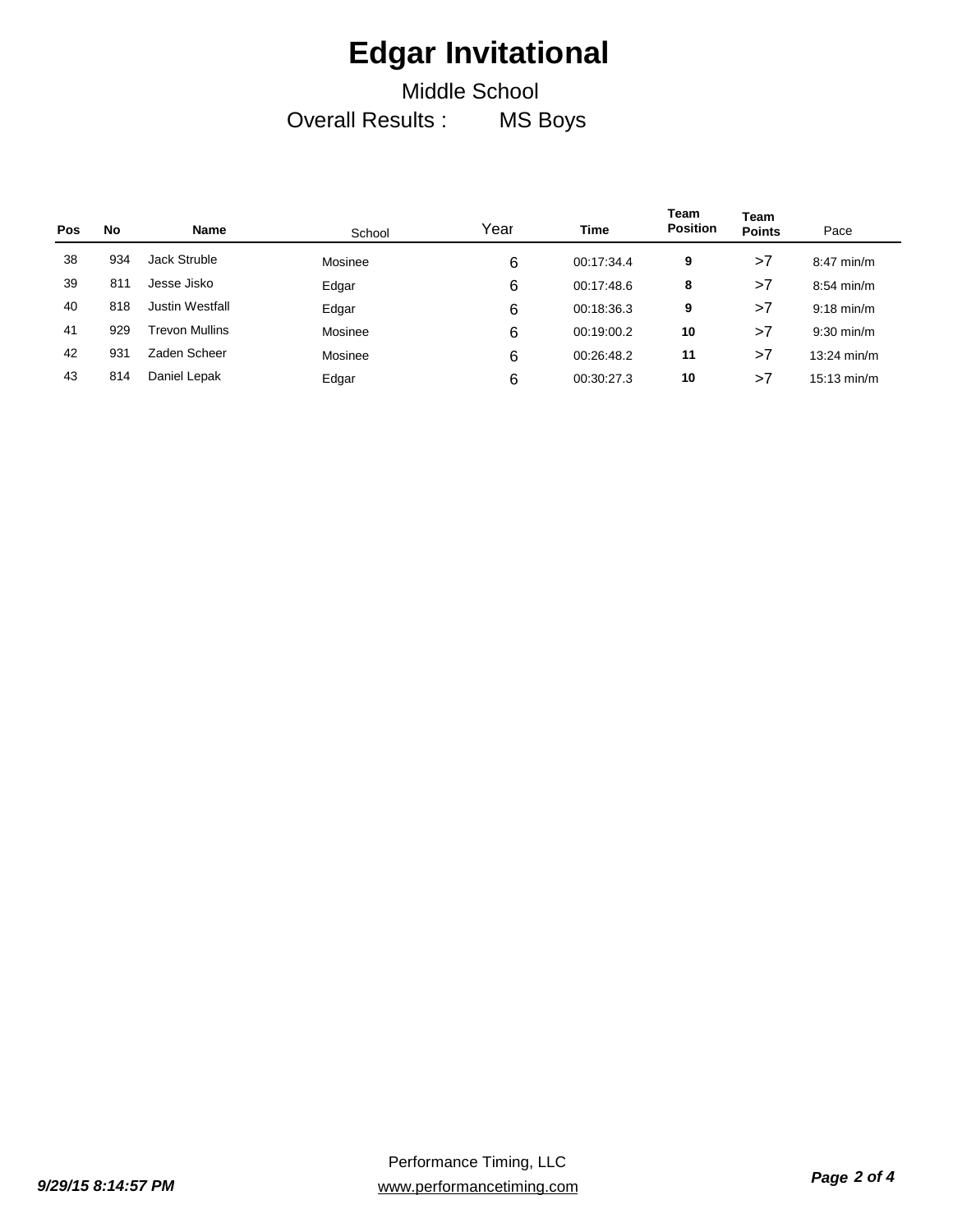# Edgar Invitational

Middle School

Overall Results : MS Boys

| Pos | No | Name | School | Year | Time | Team Position | Team Points | Pace |
|---|---|---|---|---|---|---|---|---|
| 38 | 934 | Jack Struble | Mosinee | 6 | 00:17:34.4 | 9 | >7 | 8:47 min/m |
| 39 | 811 | Jesse Jisko | Edgar | 6 | 00:17:48.6 | 8 | >7 | 8:54 min/m |
| 40 | 818 | Justin Westfall | Edgar | 6 | 00:18:36.3 | 9 | >7 | 9:18 min/m |
| 41 | 929 | Trevon Mullins | Mosinee | 6 | 00:19:00.2 | 10 | >7 | 9:30 min/m |
| 42 | 931 | Zaden Scheer | Mosinee | 6 | 00:26:48.2 | 11 | >7 | 13:24 min/m |
| 43 | 814 | Daniel Lepak | Edgar | 6 | 00:30:27.3 | 10 | >7 | 15:13 min/m |

Performance Timing, LLC

www.performancetiming.com

*9/29/15 8:14:57 PM*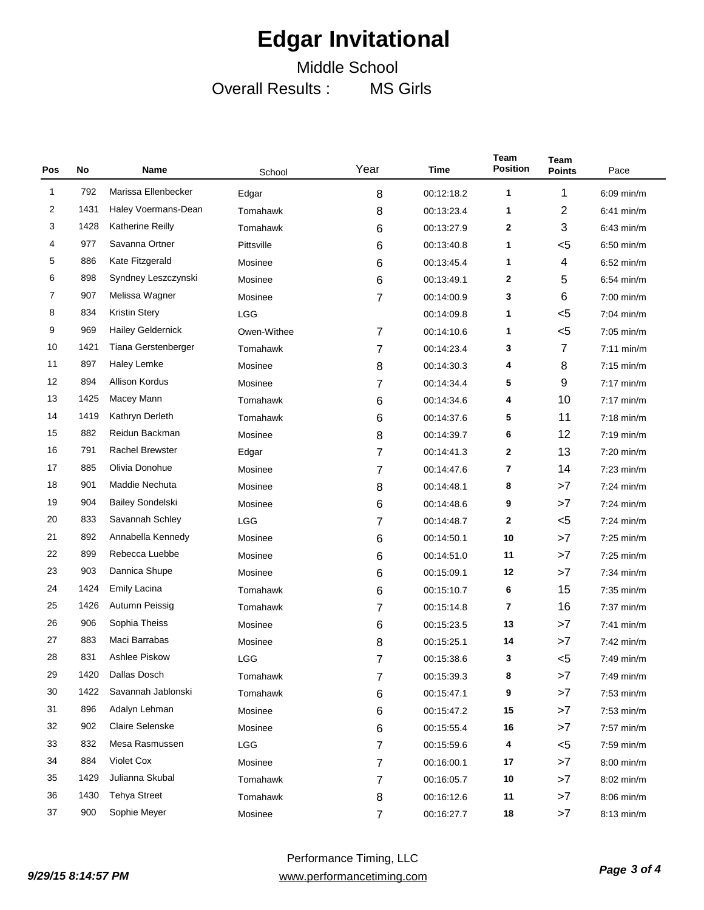# Edgar Invitational

Middle School

Overall Results : MS Girls

| Pos | No | Name | School | Year | Time | Team Position | Team Points | Pace |
|---|---|---|---|---|---|---|---|---|
| 1 | 792 | Marissa Ellenbecker | Edgar | 8 | 00:12:18.2 | 1 | 1 | 6:09 min/m |
| 2 | 1431 | Haley Voermans-Dean | Tomahawk | 8 | 00:13:23.4 | 1 | 2 | 6:41 min/m |
| 3 | 1428 | Katherine Reilly | Tomahawk | 6 | 00:13:27.9 | 2 | 3 | 6:43 min/m |
| 4 | 977 | Savanna Ortner | Pittsville | 6 | 00:13:40.8 | 1 | <5 | 6:50 min/m |
| 5 | 886 | Kate Fitzgerald | Mosinee | 6 | 00:13:45.4 | 1 | 4 | 6:52 min/m |
| 6 | 898 | Syndney Leszczynski | Mosinee | 6 | 00:13:49.1 | 2 | 5 | 6:54 min/m |
| 7 | 907 | Melissa Wagner | Mosinee | 7 | 00:14:00.9 | 3 | 6 | 7:00 min/m |
| 8 | 834 | Kristin Stery | LGG | | 00:14:09.8 | 1 | <5 | 7:04 min/m |
| 9 | 969 | Hailey Geldernick | Owen-Withee | 7 | 00:14:10.6 | 1 | <5 | 7:05 min/m |
| 10 | 1421 | Tiana Gerstenberger | Tomahawk | 7 | 00:14:23.4 | 3 | 7 | 7:11 min/m |
| 11 | 897 | Haley Lemke | Mosinee | 8 | 00:14:30.3 | 4 | 8 | 7:15 min/m |
| 12 | 894 | Allison Kordus | Mosinee | 7 | 00:14:34.4 | 5 | 9 | 7:17 min/m |
| 13 | 1425 | Macey Mann | Tomahawk | 6 | 00:14:34.6 | 4 | 10 | 7:17 min/m |
| 14 | 1419 | Kathryn Derleth | Tomahawk | 6 | 00:14:37.6 | 5 | 11 | 7:18 min/m |
| 15 | 882 | Reidun Backman | Mosinee | 8 | 00:14:39.7 | 6 | 12 | 7:19 min/m |
| 16 | 791 | Rachel Brewster | Edgar | 7 | 00:14:41.3 | 2 | 13 | 7:20 min/m |
| 17 | 885 | Olivia Donohue | Mosinee | 7 | 00:14:47.6 | 7 | 14 | 7:23 min/m |
| 18 | 901 | Maddie Nechuta | Mosinee | 8 | 00:14:48.1 | 8 | >7 | 7:24 min/m |
| 19 | 904 | Bailey Sondelski | Mosinee | 6 | 00:14:48.6 | 9 | >7 | 7:24 min/m |
| 20 | 833 | Savannah Schley | LGG | 7 | 00:14:48.7 | 2 | <5 | 7:24 min/m |
| 21 | 892 | Annabella Kennedy | Mosinee | 6 | 00:14:50.1 | 10 | >7 | 7:25 min/m |
| 22 | 899 | Rebecca Luebbe | Mosinee | 6 | 00:14:51.0 | 11 | >7 | 7:25 min/m |
| 23 | 903 | Dannica Shupe | Mosinee | 6 | 00:15:09.1 | 12 | >7 | 7:34 min/m |
| 24 | 1424 | Emily Lacina | Tomahawk | 6 | 00:15:10.7 | 6 | 15 | 7:35 min/m |
| 25 | 1426 | Autumn Peissig | Tomahawk | 7 | 00:15:14.8 | 7 | 16 | 7:37 min/m |
| 26 | 906 | Sophia Theiss | Mosinee | 6 | 00:15:23.5 | 13 | >7 | 7:41 min/m |
| 27 | 883 | Maci Barrabas | Mosinee | 8 | 00:15:25.1 | 14 | >7 | 7:42 min/m |
| 28 | 831 | Ashlee Piskow | LGG | 7 | 00:15:38.6 | 3 | <5 | 7:49 min/m |
| 29 | 1420 | Dallas Dosch | Tomahawk | 7 | 00:15:39.3 | 8 | >7 | 7:49 min/m |
| 30 | 1422 | Savannah Jablonski | Tomahawk | 6 | 00:15:47.1 | 9 | >7 | 7:53 min/m |
| 31 | 896 | Adalyn Lehman | Mosinee | 6 | 00:15:47.2 | 15 | >7 | 7:53 min/m |
| 32 | 902 | Claire Selenske | Mosinee | 6 | 00:15:55.4 | 16 | >7 | 7:57 min/m |
| 33 | 832 | Mesa Rasmussen | LGG | 7 | 00:15:59.6 | 4 | <5 | 7:59 min/m |
| 34 | 884 | Violet Cox | Mosinee | 7 | 00:16:00.1 | 17 | >7 | 8:00 min/m |
| 35 | 1429 | Julianna Skubal | Tomahawk | 7 | 00:16:05.7 | 10 | >7 | 8:02 min/m |
| 36 | 1430 | Tehya Street | Tomahawk | 8 | 00:16:12.6 | 11 | >7 | 8:06 min/m |
| 37 | 900 | Sophie Meyer | Mosinee | 7 | 00:16:27.7 | 18 | >7 | 8:13 min/m |

9/29/15 8:14:57 PM

Performance Timing, LLC
www.performancetiming.com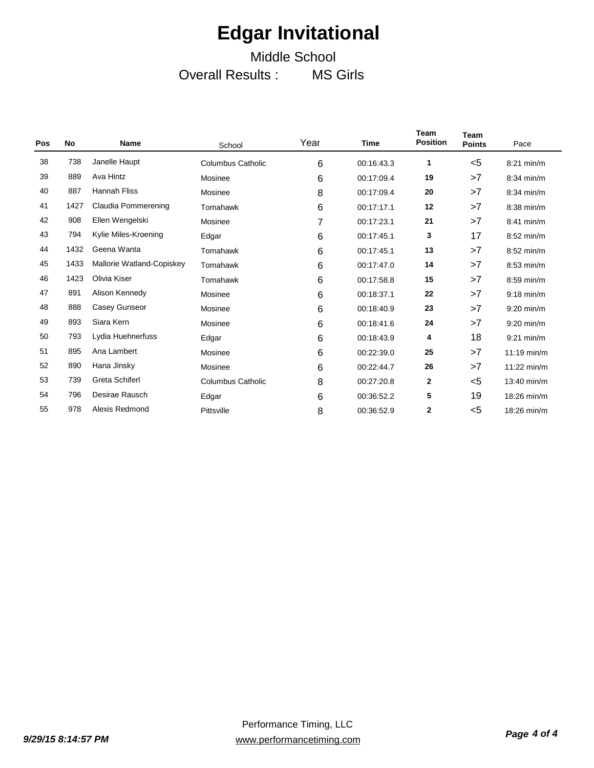# Edgar Invitational

Middle School

Overall Results : MS Girls

| Pos | No | Name | School | Year | Time | Team Position | Team Points | Pace |
|---|---|---|---|---|---|---|---|---|
| 38 | 738 | Janelle Haupt | Columbus Catholic | 6 | 00:16:43.3 | **1** | <5 | 8:21 min/m |
| 39 | 889 | Ava Hintz | Mosinee | 6 | 00:17:09.4 | **19** | >7 | 8:34 min/m |
| 40 | 887 | Hannah Fliss | Mosinee | 8 | 00:17:09.4 | **20** | >7 | 8:34 min/m |
| 41 | 1427 | Claudia Pommerening | Tomahawk | 6 | 00:17:17.1 | **12** | >7 | 8:38 min/m |
| 42 | 908 | Ellen Wengelski | Mosinee | 7 | 00:17:23.1 | **21** | >7 | 8:41 min/m |
| 43 | 794 | Kylie Miles-Kroening | Edgar | 6 | 00:17:45.1 | **3** | 17 | 8:52 min/m |
| 44 | 1432 | Geena Wanta | Tomahawk | 6 | 00:17:45.1 | **13** | >7 | 8:52 min/m |
| 45 | 1433 | Mallorie Watland-Copiskey | Tomahawk | 6 | 00:17:47.0 | **14** | >7 | 8:53 min/m |
| 46 | 1423 | Olivia Kiser | Tomahawk | 6 | 00:17:58.8 | **15** | >7 | 8:59 min/m |
| 47 | 891 | Alison Kennedy | Mosinee | 6 | 00:18:37.1 | **22** | >7 | 9:18 min/m |
| 48 | 888 | Casey Gunseor | Mosinee | 6 | 00:18:40.9 | **23** | >7 | 9:20 min/m |
| 49 | 893 | Siara Kern | Mosinee | 6 | 00:18:41.6 | **24** | >7 | 9:20 min/m |
| 50 | 793 | Lydia Huehnerfuss | Edgar | 6 | 00:18:43.9 | **4** | 18 | 9:21 min/m |
| 51 | 895 | Ana Lambert | Mosinee | 6 | 00:22:39.0 | **25** | >7 | 11:19 min/m |
| 52 | 890 | Hana Jinsky | Mosinee | 6 | 00:22:44.7 | **26** | >7 | 11:22 min/m |
| 53 | 739 | Greta Schiferl | Columbus Catholic | 8 | 00:27:20.8 | **2** | <5 | 13:40 min/m |
| 54 | 796 | Desirae Rausch | Edgar | 6 | 00:36:52.2 | **5** | 19 | 18:26 min/m |
| 55 | 978 | Alexis Redmond | Pittsville | 8 | 00:36:52.9 | **2** | <5 | 18:26 min/m |

*9/29/15 8:14:57 PM*

Performance Timing, LLC
www.performancetiming.com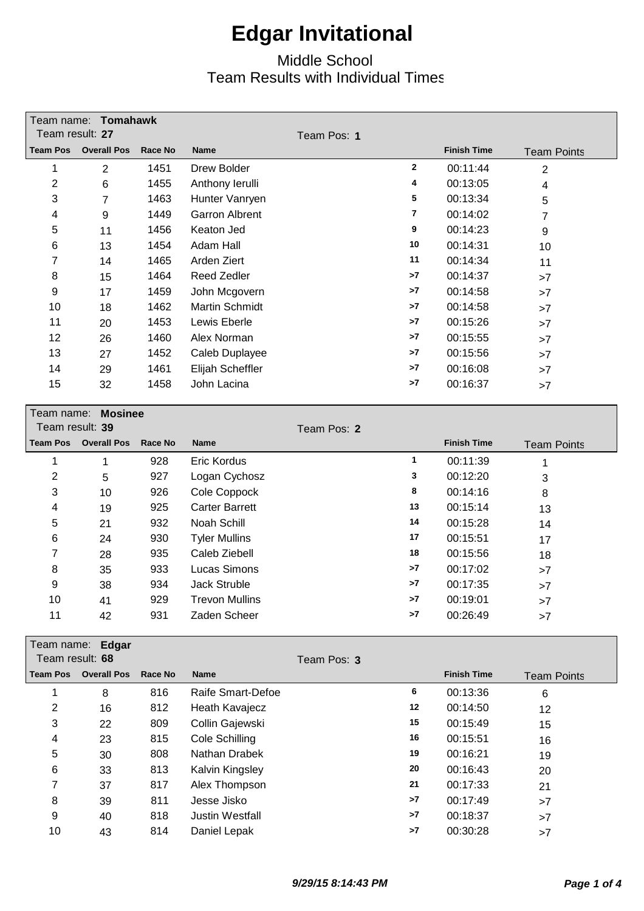# Edgar Invitational

Middle School
Team Results with Individual Times

Team name: **Tomahawk**
Team result: **27** Team Pos: **1**

| Team Pos | Overall Pos | Race No | Name | | Finish Time | Team Points |
|---|---|---|---|---|---|---|
| 1 | 2 | 1451 | Drew Bolder | 2 | 00:11:44 | 2 |
| 2 | 6 | 1455 | Anthony Ierulli | 4 | 00:13:05 | 4 |
| 3 | 7 | 1463 | Hunter Vanryen | 5 | 00:13:34 | 5 |
| 4 | 9 | 1449 | Garron Albrent | 7 | 00:14:02 | 7 |
| 5 | 11 | 1456 | Keaton Jed | 9 | 00:14:23 | 9 |
| 6 | 13 | 1454 | Adam Hall | 10 | 00:14:31 | 10 |
| 7 | 14 | 1465 | Arden Ziert | 11 | 00:14:34 | 11 |
| 8 | 15 | 1464 | Reed Zedler | >7 | 00:14:37 | >7 |
| 9 | 17 | 1459 | John Mcgovern | >7 | 00:14:58 | >7 |
| 10 | 18 | 1462 | Martin Schmidt | >7 | 00:14:58 | >7 |
| 11 | 20 | 1453 | Lewis Eberle | >7 | 00:15:26 | >7 |
| 12 | 26 | 1460 | Alex Norman | >7 | 00:15:55 | >7 |
| 13 | 27 | 1452 | Caleb Duplayee | >7 | 00:15:56 | >7 |
| 14 | 29 | 1461 | Elijah Scheffler | >7 | 00:16:08 | >7 |
| 15 | 32 | 1458 | John Lacina | >7 | 00:16:37 | >7 |

Team name: **Mosinee**
Team result: **39** Team Pos: **2**

| Team Pos | Overall Pos | Race No | Name | | Finish Time | Team Points |
|---|---|---|---|---|---|---|
| 1 | 1 | 928 | Eric Kordus | 1 | 00:11:39 | 1 |
| 2 | 5 | 927 | Logan Cychosz | 3 | 00:12:20 | 3 |
| 3 | 10 | 926 | Cole Coppock | 8 | 00:14:16 | 8 |
| 4 | 19 | 925 | Carter Barrett | 13 | 00:15:14 | 13 |
| 5 | 21 | 932 | Noah Schill | 14 | 00:15:28 | 14 |
| 6 | 24 | 930 | Tyler Mullins | 17 | 00:15:51 | 17 |
| 7 | 28 | 935 | Caleb Ziebell | 18 | 00:15:56 | 18 |
| 8 | 35 | 933 | Lucas Simons | >7 | 00:17:02 | >7 |
| 9 | 38 | 934 | Jack Struble | >7 | 00:17:35 | >7 |
| 10 | 41 | 929 | Trevon Mullins | >7 | 00:19:01 | >7 |
| 11 | 42 | 931 | Zaden Scheer | >7 | 00:26:49 | >7 |

Team name: **Edgar**
Team result: **68** Team Pos: **3**

| Team Pos | Overall Pos | Race No | Name | | Finish Time | Team Points |
|---|---|---|---|---|---|---|
| 1 | 8 | 816 | Raife Smart-Defoe | 6 | 00:13:36 | 6 |
| 2 | 16 | 812 | Heath Kavajecz | 12 | 00:14:50 | 12 |
| 3 | 22 | 809 | Collin Gajewski | 15 | 00:15:49 | 15 |
| 4 | 23 | 815 | Cole Schilling | 16 | 00:15:51 | 16 |
| 5 | 30 | 808 | Nathan Drabek | 19 | 00:16:21 | 19 |
| 6 | 33 | 813 | Kalvin Kingsley | 20 | 00:16:43 | 20 |
| 7 | 37 | 817 | Alex Thompson | 21 | 00:17:33 | 21 |
| 8 | 39 | 811 | Jesse Jisko | >7 | 00:17:49 | >7 |
| 9 | 40 | 818 | Justin Westfall | >7 | 00:18:37 | >7 |
| 10 | 43 | 814 | Daniel Lepak | >7 | 00:30:28 | >7 |

*9/29/15 8:14:43 PM*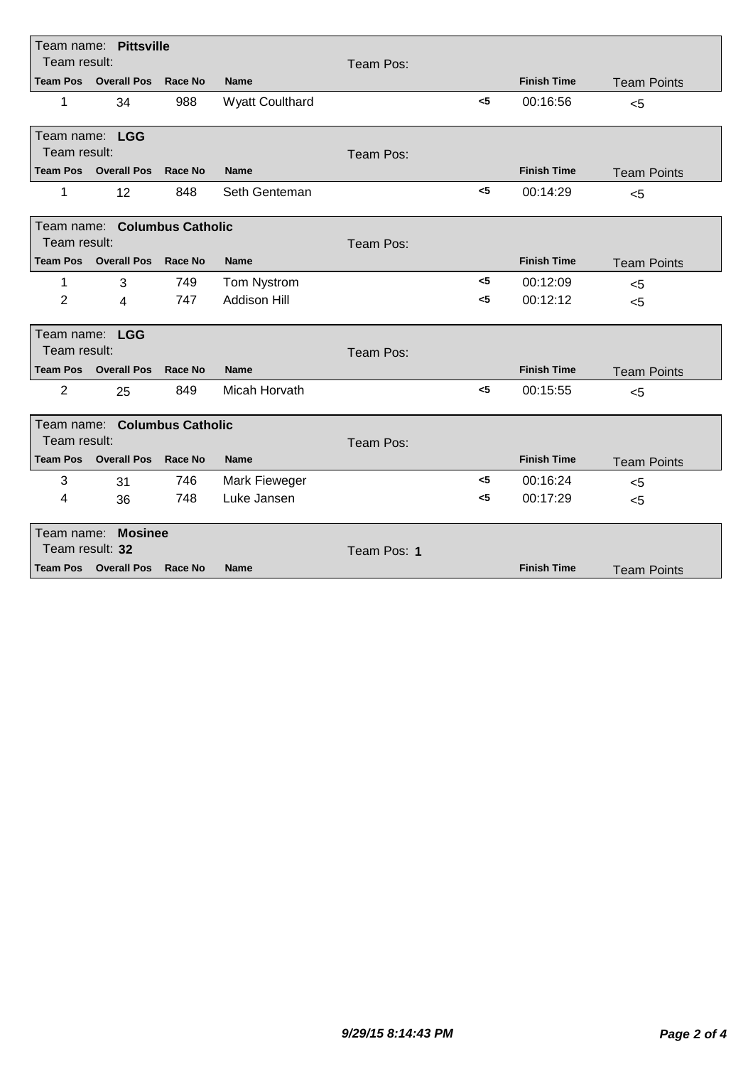Team name: **Pittsville**
Team result:
Team Pos:

| Team Pos | Overall Pos | Race No | Name | | Finish Time | Team Points |
|---|---|---|---|---|---|---|
| 1 | 34 | 988 | Wyatt Coulthard | <5 | 00:16:56 | <5 |

Team name: **LGG**
Team result:
Team Pos:

| Team Pos | Overall Pos | Race No | Name | | Finish Time | Team Points |
|---|---|---|---|---|---|---|
| 1 | 12 | 848 | Seth Genteman | <5 | 00:14:29 | <5 |

Team name: **Columbus Catholic**
Team result:
Team Pos:

| Team Pos | Overall Pos | Race No | Name | | Finish Time | Team Points |
|---|---|---|---|---|---|---|
| 1 | 3 | 749 | Tom Nystrom | <5 | 00:12:09 | <5 |
| 2 | 4 | 747 | Addison Hill | <5 | 00:12:12 | <5 |

Team name: **LGG**
Team result:
Team Pos:

| Team Pos | Overall Pos | Race No | Name | | Finish Time | Team Points |
|---|---|---|---|---|---|---|
| 2 | 25 | 849 | Micah Horvath | <5 | 00:15:55 | <5 |

Team name: **Columbus Catholic**
Team result:
Team Pos:

| Team Pos | Overall Pos | Race No | Name | | Finish Time | Team Points |
|---|---|---|---|---|---|---|
| 3 | 31 | 746 | Mark Fieweger | <5 | 00:16:24 | <5 |
| 4 | 36 | 748 | Luke Jansen | <5 | 00:17:29 | <5 |

Team name: **Mosinee**
Team result: **32**
Team Pos: **1**

| Team Pos | Overall Pos | Race No | Name | | Finish Time | Team Points |
|---|---|---|---|---|---|---|

*9/29/15 8:14:43 PM*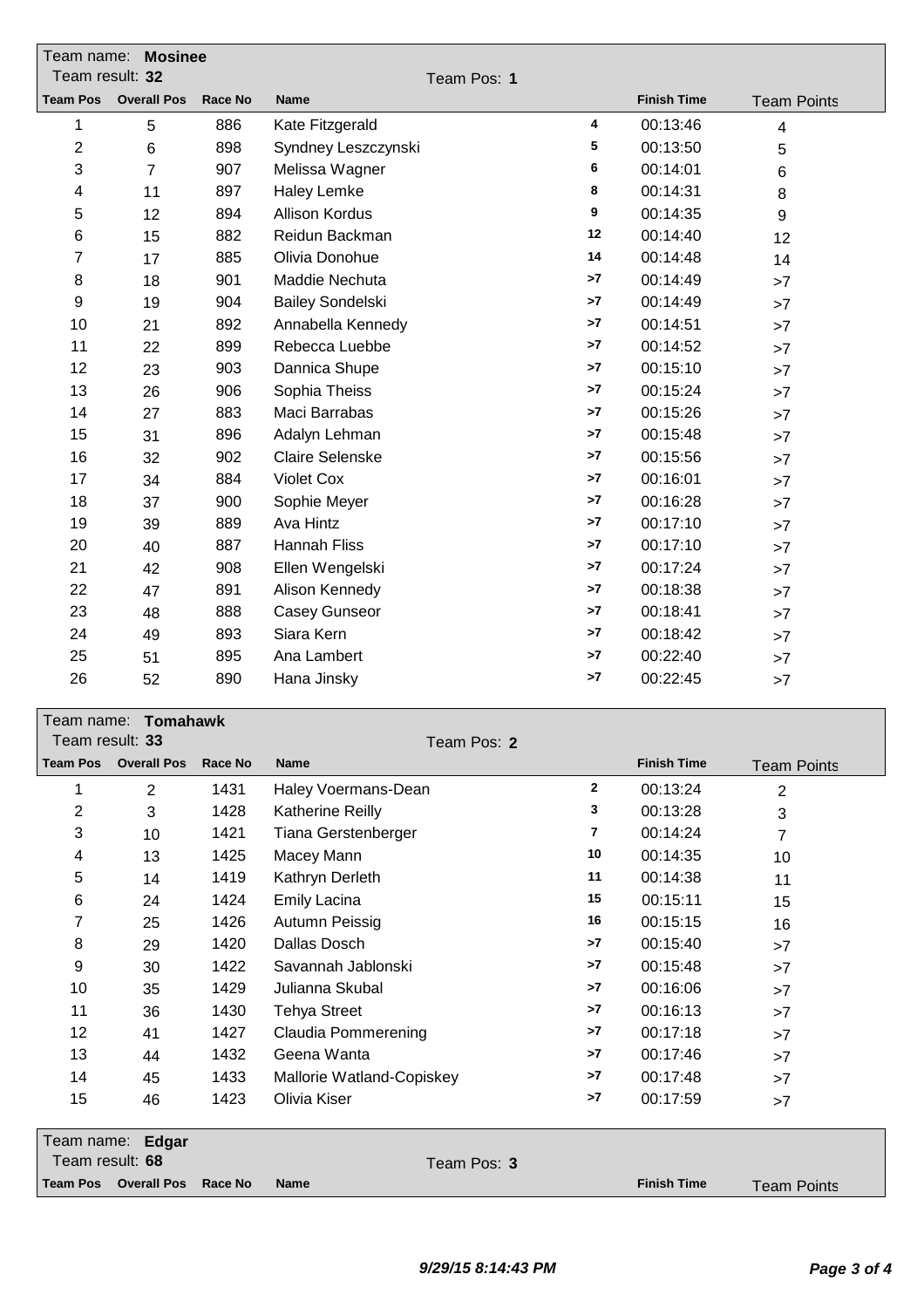Team name: **Mosinee**
Team result: **32** Team Pos: **1**

| Team Pos | Overall Pos | Race No | Name | | Finish Time | Team Points |
|---|---|---|---|---|---|---|
| 1 | 5 | 886 | Kate Fitzgerald | 4 | 00:13:46 | 4 |
| 2 | 6 | 898 | Syndney Leszczynski | 5 | 00:13:50 | 5 |
| 3 | 7 | 907 | Melissa Wagner | 6 | 00:14:01 | 6 |
| 4 | 11 | 897 | Haley Lemke | 8 | 00:14:31 | 8 |
| 5 | 12 | 894 | Allison Kordus | 9 | 00:14:35 | 9 |
| 6 | 15 | 882 | Reidun Backman | 12 | 00:14:40 | 12 |
| 7 | 17 | 885 | Olivia Donohue | 14 | 00:14:48 | 14 |
| 8 | 18 | 901 | Maddie Nechuta | >7 | 00:14:49 | >7 |
| 9 | 19 | 904 | Bailey Sondelski | >7 | 00:14:49 | >7 |
| 10 | 21 | 892 | Annabella Kennedy | >7 | 00:14:51 | >7 |
| 11 | 22 | 899 | Rebecca Luebbe | >7 | 00:14:52 | >7 |
| 12 | 23 | 903 | Dannica Shupe | >7 | 00:15:10 | >7 |
| 13 | 26 | 906 | Sophia Theiss | >7 | 00:15:24 | >7 |
| 14 | 27 | 883 | Maci Barrabas | >7 | 00:15:26 | >7 |
| 15 | 31 | 896 | Adalyn Lehman | >7 | 00:15:48 | >7 |
| 16 | 32 | 902 | Claire Selenske | >7 | 00:15:56 | >7 |
| 17 | 34 | 884 | Violet Cox | >7 | 00:16:01 | >7 |
| 18 | 37 | 900 | Sophie Meyer | >7 | 00:16:28 | >7 |
| 19 | 39 | 889 | Ava Hintz | >7 | 00:17:10 | >7 |
| 20 | 40 | 887 | Hannah Fliss | >7 | 00:17:10 | >7 |
| 21 | 42 | 908 | Ellen Wengelski | >7 | 00:17:24 | >7 |
| 22 | 47 | 891 | Alison Kennedy | >7 | 00:18:38 | >7 |
| 23 | 48 | 888 | Casey Gunseor | >7 | 00:18:41 | >7 |
| 24 | 49 | 893 | Siara Kern | >7 | 00:18:42 | >7 |
| 25 | 51 | 895 | Ana Lambert | >7 | 00:22:40 | >7 |
| 26 | 52 | 890 | Hana Jinsky | >7 | 00:22:45 | >7 |

Team name: **Tomahawk**
Team result: **33** Team Pos: **2**

| Team Pos | Overall Pos | Race No | Name | | Finish Time | Team Points |
|---|---|---|---|---|---|---|
| 1 | 2 | 1431 | Haley Voermans-Dean | 2 | 00:13:24 | 2 |
| 2 | 3 | 1428 | Katherine Reilly | 3 | 00:13:28 | 3 |
| 3 | 10 | 1421 | Tiana Gerstenberger | 7 | 00:14:24 | 7 |
| 4 | 13 | 1425 | Macey Mann | 10 | 00:14:35 | 10 |
| 5 | 14 | 1419 | Kathryn Derleth | 11 | 00:14:38 | 11 |
| 6 | 24 | 1424 | Emily Lacina | 15 | 00:15:11 | 15 |
| 7 | 25 | 1426 | Autumn Peissig | 16 | 00:15:15 | 16 |
| 8 | 29 | 1420 | Dallas Dosch | >7 | 00:15:40 | >7 |
| 9 | 30 | 1422 | Savannah Jablonski | >7 | 00:15:48 | >7 |
| 10 | 35 | 1429 | Julianna Skubal | >7 | 00:16:06 | >7 |
| 11 | 36 | 1430 | Tehya Street | >7 | 00:16:13 | >7 |
| 12 | 41 | 1427 | Claudia Pommerening | >7 | 00:17:18 | >7 |
| 13 | 44 | 1432 | Geena Wanta | >7 | 00:17:46 | >7 |
| 14 | 45 | 1433 | Mallorie Watland-Copiskey | >7 | 00:17:48 | >7 |
| 15 | 46 | 1423 | Olivia Kiser | >7 | 00:17:59 | >7 |

Team name: **Edgar**
Team result: **68** Team Pos: **3**

| Team Pos | Overall Pos | Race No | Name | | Finish Time | Team Points |
|---|---|---|---|---|---|---|

*9/29/15 8:14:43 PM*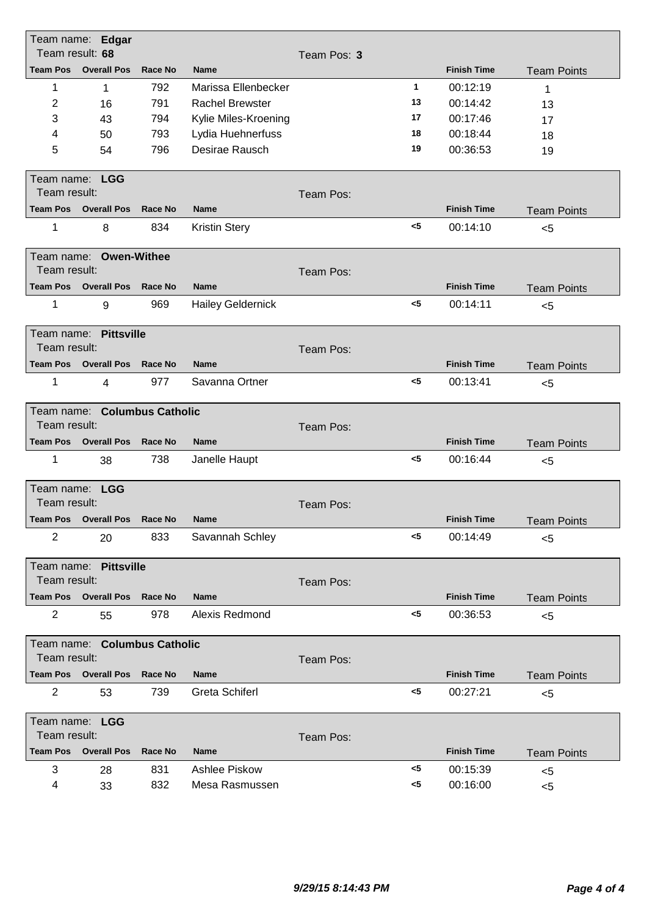Team name: **Edgar**
Team result: **68**
Team Pos: **3**

| Team Pos | Overall Pos | Race No | Name | | Finish Time | Team Points |
|---|---|---|---|---|---|---|
| 1 | 1 | 792 | Marissa Ellenbecker | 1 | 00:12:19 | 1 |
| 2 | 16 | 791 | Rachel Brewster | 13 | 00:14:42 | 13 |
| 3 | 43 | 794 | Kylie Miles-Kroening | 17 | 00:17:46 | 17 |
| 4 | 50 | 793 | Lydia Huehnerfuss | 18 | 00:18:44 | 18 |
| 5 | 54 | 796 | Desirae Rausch | 19 | 00:36:53 | 19 |

Team name: **LGG**
Team result:
Team Pos:

| Team Pos | Overall Pos | Race No | Name | | Finish Time | Team Points |
|---|---|---|---|---|---|---|
| 1 | 8 | 834 | Kristin Stery | <5 | 00:14:10 | <5 |

Team name: **Owen-Withee**
Team result:
Team Pos:

| Team Pos | Overall Pos | Race No | Name | | Finish Time | Team Points |
|---|---|---|---|---|---|---|
| 1 | 9 | 969 | Hailey Geldernick | <5 | 00:14:11 | <5 |

Team name: **Pittsville**
Team result:
Team Pos:

| Team Pos | Overall Pos | Race No | Name | | Finish Time | Team Points |
|---|---|---|---|---|---|---|
| 1 | 4 | 977 | Savanna Ortner | <5 | 00:13:41 | <5 |

Team name: **Columbus Catholic**
Team result:
Team Pos:

| Team Pos | Overall Pos | Race No | Name | | Finish Time | Team Points |
|---|---|---|---|---|---|---|
| 1 | 38 | 738 | Janelle Haupt | <5 | 00:16:44 | <5 |

Team name: **LGG**
Team result:
Team Pos:

| Team Pos | Overall Pos | Race No | Name | | Finish Time | Team Points |
|---|---|---|---|---|---|---|
| 2 | 20 | 833 | Savannah Schley | <5 | 00:14:49 | <5 |

Team name: **Pittsville**
Team result:
Team Pos:

| Team Pos | Overall Pos | Race No | Name | | Finish Time | Team Points |
|---|---|---|---|---|---|---|
| 2 | 55 | 978 | Alexis Redmond | <5 | 00:36:53 | <5 |

Team name: **Columbus Catholic**
Team result:
Team Pos:

| Team Pos | Overall Pos | Race No | Name | | Finish Time | Team Points |
|---|---|---|---|---|---|---|
| 2 | 53 | 739 | Greta Schiferl | <5 | 00:27:21 | <5 |

Team name: **LGG**
Team result:
Team Pos:

| Team Pos | Overall Pos | Race No | Name | | Finish Time | Team Points |
|---|---|---|---|---|---|---|
| 3 | 28 | 831 | Ashlee Piskow | <5 | 00:15:39 | <5 |
| 4 | 33 | 832 | Mesa Rasmussen | <5 | 00:16:00 | <5 |

***9/29/15 8:14:43 PM***